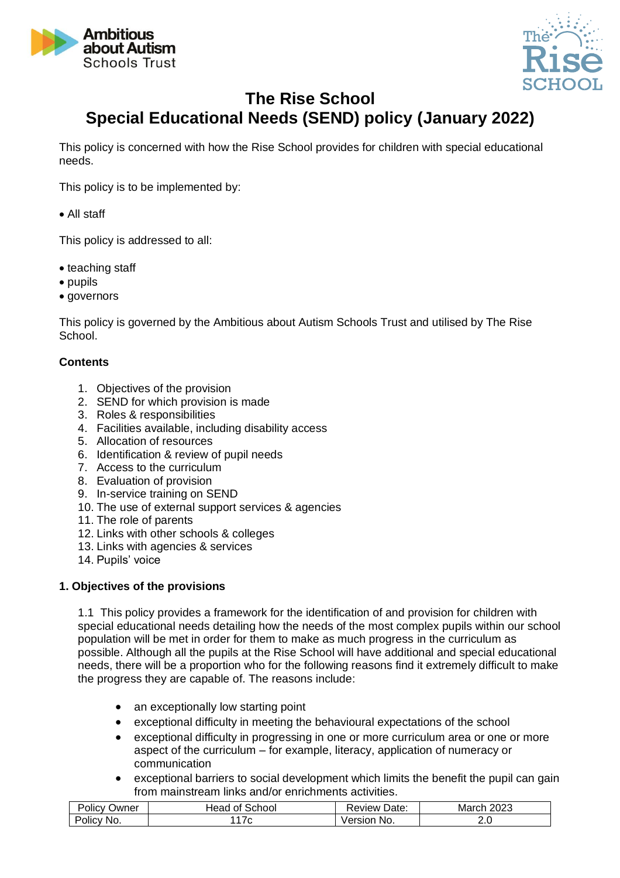# The Rise School
# Special Educational Needs (SEND) policy (January 2022)

This policy is concerned with how the Rise School provides for children with special educational needs.

This policy is to be implemented by:

- All staff

This policy is addressed to all:

- teaching staff
- pupils
- governors

This policy is governed by the Ambitious about Autism Schools Trust and utilised by The Rise School.

**Contents**

1. Objectives of the provision
2. SEND for which provision is made
3. Roles & responsibilities
4. Facilities available, including disability access
5. Allocation of resources
6. Identification & review of pupil needs
7. Access to the curriculum
8. Evaluation of provision
9. In-service training on SEND
10. The use of external support services & agencies
11. The role of parents
12. Links with other schools & colleges
13. Links with agencies & services
14. Pupils' voice

## 1. Objectives of the provisions

1.1 This policy provides a framework for the identification of and provision for children with special educational needs detailing how the needs of the most complex pupils within our school population will be met in order for them to make as much progress in the curriculum as possible. Although all the pupils at the Rise School will have additional and special educational needs, there will be a proportion who for the following reasons find it extremely difficult to make the progress they are capable of. The reasons include:

- an exceptionally low starting point
- exceptional difficulty in meeting the behavioural expectations of the school
- exceptional difficulty in progressing in one or more curriculum area or one or more aspect of the curriculum – for example, literacy, application of numeracy or communication
- exceptional barriers to social development which limits the benefit the pupil can gain from mainstream links and/or enrichments activities.

| Policy Owner | Head of School | Review Date: | March 2023 |
|---|---|---|---|
| Policy No. | 117c | Version No. | 2.0 |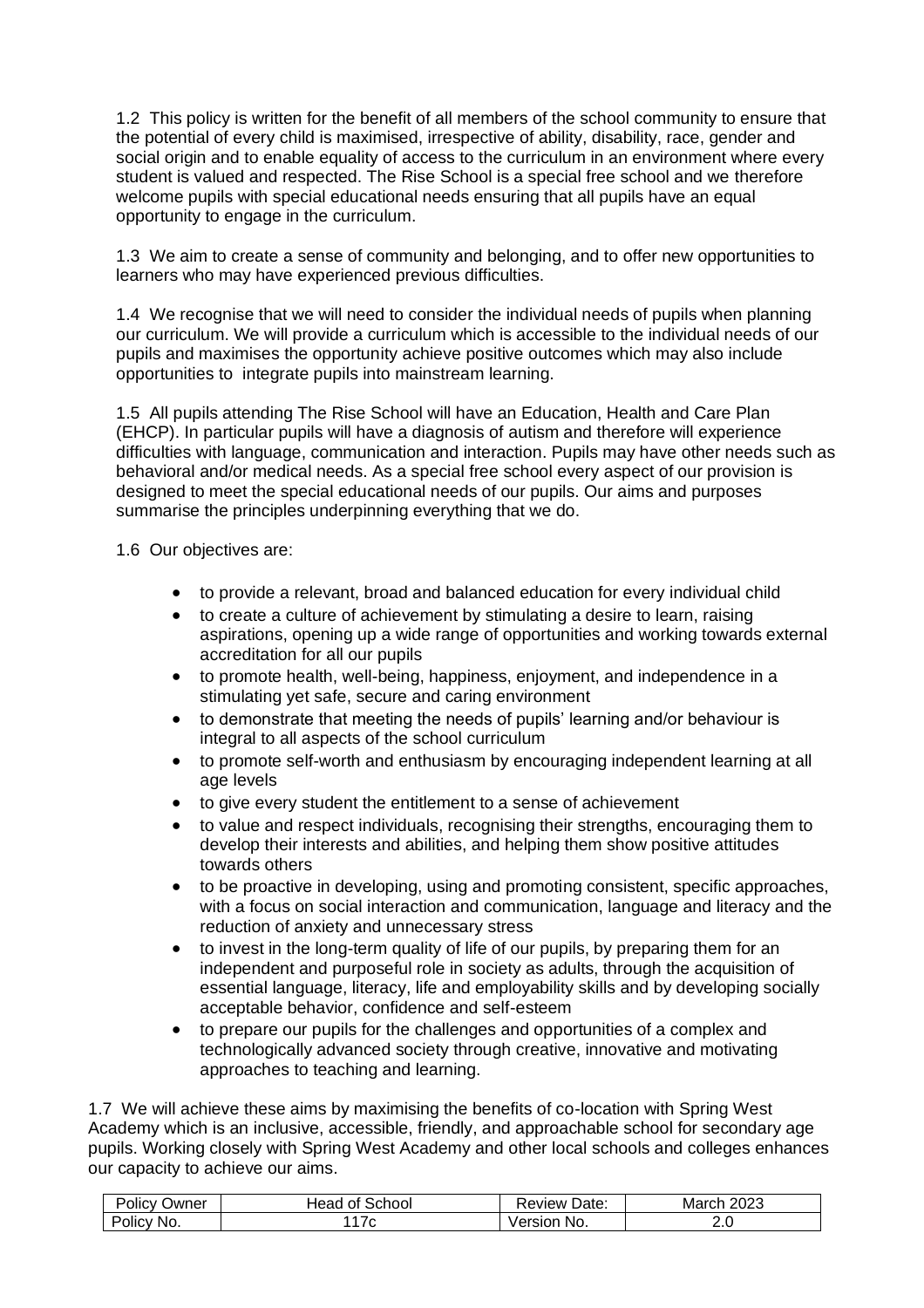1.2 This policy is written for the benefit of all members of the school community to ensure that the potential of every child is maximised, irrespective of ability, disability, race, gender and social origin and to enable equality of access to the curriculum in an environment where every student is valued and respected. The Rise School is a special free school and we therefore welcome pupils with special educational needs ensuring that all pupils have an equal opportunity to engage in the curriculum.

1.3 We aim to create a sense of community and belonging, and to offer new opportunities to learners who may have experienced previous difficulties.

1.4 We recognise that we will need to consider the individual needs of pupils when planning our curriculum. We will provide a curriculum which is accessible to the individual needs of our pupils and maximises the opportunity achieve positive outcomes which may also include opportunities to integrate pupils into mainstream learning.

1.5 All pupils attending The Rise School will have an Education, Health and Care Plan (EHCP). In particular pupils will have a diagnosis of autism and therefore will experience difficulties with language, communication and interaction. Pupils may have other needs such as behavioral and/or medical needs. As a special free school every aspect of our provision is designed to meet the special educational needs of our pupils. Our aims and purposes summarise the principles underpinning everything that we do.

1.6 Our objectives are:

- to provide a relevant, broad and balanced education for every individual child
- to create a culture of achievement by stimulating a desire to learn, raising aspirations, opening up a wide range of opportunities and working towards external accreditation for all our pupils
- to promote health, well-being, happiness, enjoyment, and independence in a stimulating yet safe, secure and caring environment
- to demonstrate that meeting the needs of pupils' learning and/or behaviour is integral to all aspects of the school curriculum
- to promote self-worth and enthusiasm by encouraging independent learning at all age levels
- to give every student the entitlement to a sense of achievement
- to value and respect individuals, recognising their strengths, encouraging them to develop their interests and abilities, and helping them show positive attitudes towards others
- to be proactive in developing, using and promoting consistent, specific approaches, with a focus on social interaction and communication, language and literacy and the reduction of anxiety and unnecessary stress
- to invest in the long-term quality of life of our pupils, by preparing them for an independent and purposeful role in society as adults, through the acquisition of essential language, literacy, life and employability skills and by developing socially acceptable behavior, confidence and self-esteem
- to prepare our pupils for the challenges and opportunities of a complex and technologically advanced society through creative, innovative and motivating approaches to teaching and learning.

1.7 We will achieve these aims by maximising the benefits of co-location with Spring West Academy which is an inclusive, accessible, friendly, and approachable school for secondary age pupils. Working closely with Spring West Academy and other local schools and colleges enhances our capacity to achieve our aims.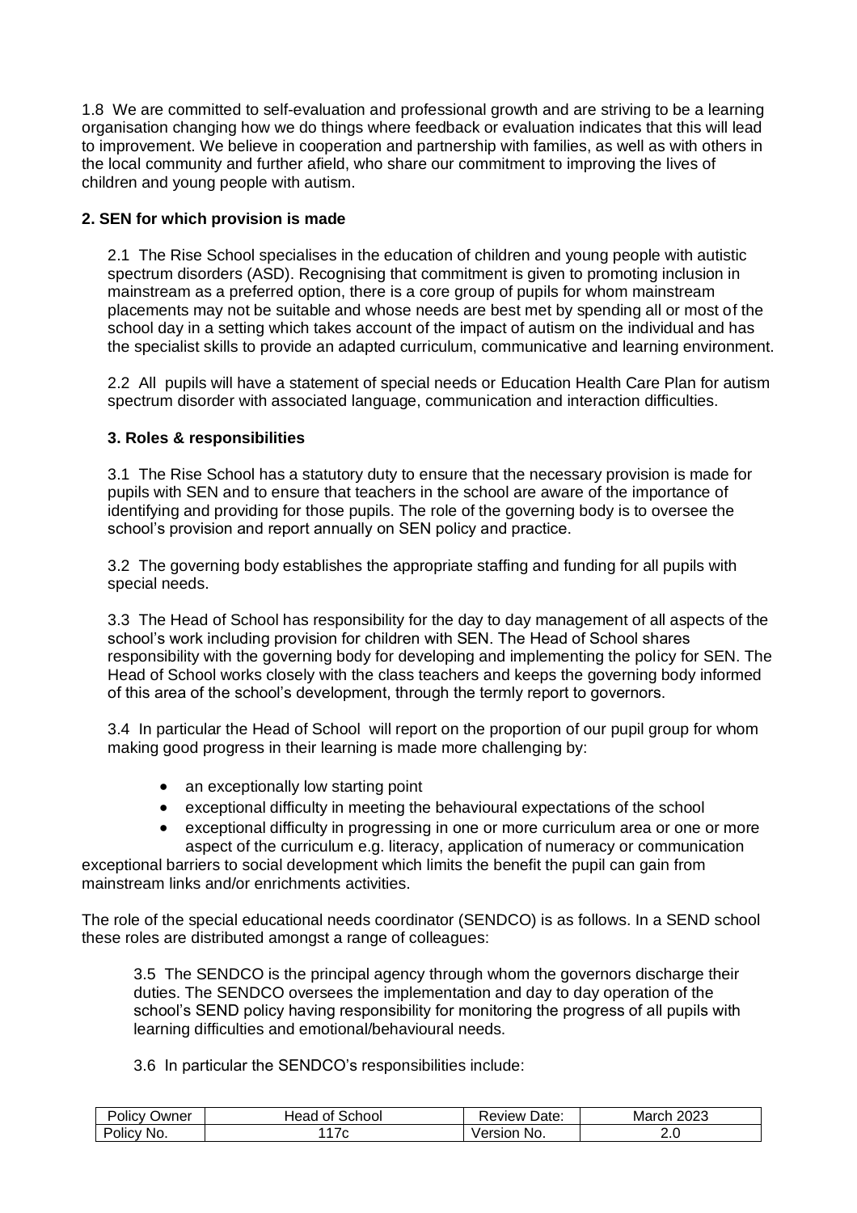1.8 We are committed to self-evaluation and professional growth and are striving to be a learning organisation changing how we do things where feedback or evaluation indicates that this will lead to improvement. We believe in cooperation and partnership with families, as well as with others in the local community and further afield, who share our commitment to improving the lives of children and young people with autism.

**2. SEN for which provision is made**

2.1 The Rise School specialises in the education of children and young people with autistic spectrum disorders (ASD). Recognising that commitment is given to promoting inclusion in mainstream as a preferred option, there is a core group of pupils for whom mainstream placements may not be suitable and whose needs are best met by spending all or most of the school day in a setting which takes account of the impact of autism on the individual and has the specialist skills to provide an adapted curriculum, communicative and learning environment.

2.2 All pupils will have a statement of special needs or Education Health Care Plan for autism spectrum disorder with associated language, communication and interaction difficulties.

**3. Roles & responsibilities**

3.1 The Rise School has a statutory duty to ensure that the necessary provision is made for pupils with SEN and to ensure that teachers in the school are aware of the importance of identifying and providing for those pupils. The role of the governing body is to oversee the school's provision and report annually on SEN policy and practice.

3.2 The governing body establishes the appropriate staffing and funding for all pupils with special needs.

3.3 The Head of School has responsibility for the day to day management of all aspects of the school's work including provision for children with SEN. The Head of School shares responsibility with the governing body for developing and implementing the policy for SEN. The Head of School works closely with the class teachers and keeps the governing body informed of this area of the school's development, through the termly report to governors.

3.4 In particular the Head of School will report on the proportion of our pupil group for whom making good progress in their learning is made more challenging by:

- an exceptionally low starting point
- exceptional difficulty in meeting the behavioural expectations of the school
- exceptional difficulty in progressing in one or more curriculum area or one or more aspect of the curriculum e.g. literacy, application of numeracy or communication

exceptional barriers to social development which limits the benefit the pupil can gain from mainstream links and/or enrichments activities.

The role of the special educational needs coordinator (SENDCO) is as follows. In a SEND school these roles are distributed amongst a range of colleagues:

3.5 The SENDCO is the principal agency through whom the governors discharge their duties. The SENDCO oversees the implementation and day to day operation of the school's SEND policy having responsibility for monitoring the progress of all pupils with learning difficulties and emotional/behavioural needs.

3.6 In particular the SENDCO's responsibilities include: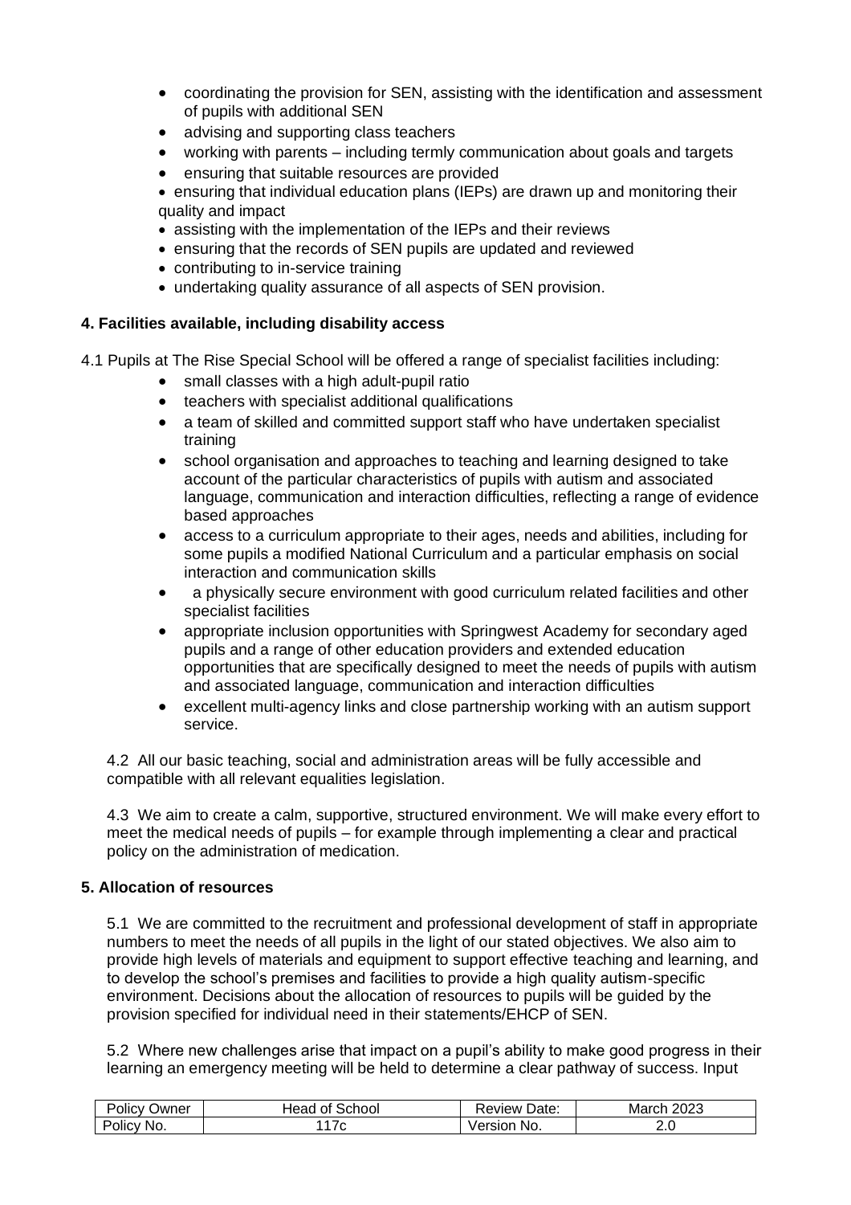- coordinating the provision for SEN, assisting with the identification and assessment of pupils with additional SEN
- advising and supporting class teachers
- working with parents – including termly communication about goals and targets
- ensuring that suitable resources are provided
- ensuring that individual education plans (IEPs) are drawn up and monitoring their quality and impact
- assisting with the implementation of the IEPs and their reviews
- ensuring that the records of SEN pupils are updated and reviewed
- contributing to in-service training
- undertaking quality assurance of all aspects of SEN provision.

### 4. Facilities available, including disability access

4.1 Pupils at The Rise Special School will be offered a range of specialist facilities including:

- small classes with a high adult-pupil ratio
- teachers with specialist additional qualifications
- a team of skilled and committed support staff who have undertaken specialist training
- school organisation and approaches to teaching and learning designed to take account of the particular characteristics of pupils with autism and associated language, communication and interaction difficulties, reflecting a range of evidence based approaches
- access to a curriculum appropriate to their ages, needs and abilities, including for some pupils a modified National Curriculum and a particular emphasis on social interaction and communication skills
- a physically secure environment with good curriculum related facilities and other specialist facilities
- appropriate inclusion opportunities with Springwest Academy for secondary aged pupils and a range of other education providers and extended education opportunities that are specifically designed to meet the needs of pupils with autism and associated language, communication and interaction difficulties
- excellent multi-agency links and close partnership working with an autism support service.

4.2 All our basic teaching, social and administration areas will be fully accessible and compatible with all relevant equalities legislation.

4.3 We aim to create a calm, supportive, structured environment. We will make every effort to meet the medical needs of pupils – for example through implementing a clear and practical policy on the administration of medication.

### 5. Allocation of resources

5.1 We are committed to the recruitment and professional development of staff in appropriate numbers to meet the needs of all pupils in the light of our stated objectives. We also aim to provide high levels of materials and equipment to support effective teaching and learning, and to develop the school's premises and facilities to provide a high quality autism-specific environment. Decisions about the allocation of resources to pupils will be guided by the provision specified for individual need in their statements/EHCP of SEN.

5.2 Where new challenges arise that impact on a pupil's ability to make good progress in their learning an emergency meeting will be held to determine a clear pathway of success. Input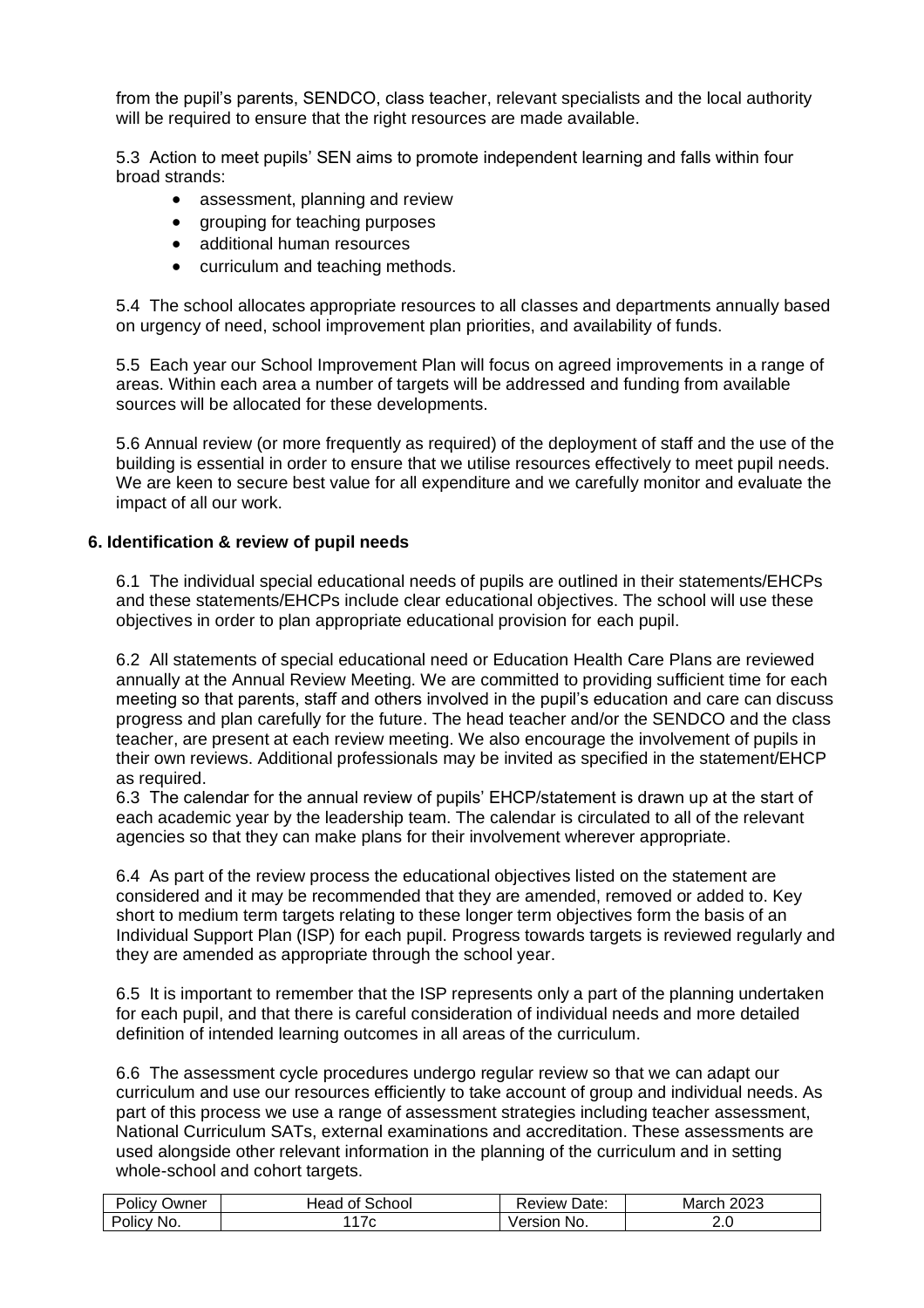from the pupil's parents, SENDCO, class teacher, relevant specialists and the local authority will be required to ensure that the right resources are made available.

5.3 Action to meet pupils' SEN aims to promote independent learning and falls within four broad strands:

- assessment, planning and review
- grouping for teaching purposes
- additional human resources
- curriculum and teaching methods.

5.4 The school allocates appropriate resources to all classes and departments annually based on urgency of need, school improvement plan priorities, and availability of funds.

5.5 Each year our School Improvement Plan will focus on agreed improvements in a range of areas. Within each area a number of targets will be addressed and funding from available sources will be allocated for these developments.

5.6 Annual review (or more frequently as required) of the deployment of staff and the use of the building is essential in order to ensure that we utilise resources effectively to meet pupil needs. We are keen to secure best value for all expenditure and we carefully monitor and evaluate the impact of all our work.

## 6. Identification & review of pupil needs

6.1 The individual special educational needs of pupils are outlined in their statements/EHCPs and these statements/EHCPs include clear educational objectives. The school will use these objectives in order to plan appropriate educational provision for each pupil.

6.2 All statements of special educational need or Education Health Care Plans are reviewed annually at the Annual Review Meeting. We are committed to providing sufficient time for each meeting so that parents, staff and others involved in the pupil's education and care can discuss progress and plan carefully for the future. The head teacher and/or the SENDCO and the class teacher, are present at each review meeting. We also encourage the involvement of pupils in their own reviews. Additional professionals may be invited as specified in the statement/EHCP as required.

6.3 The calendar for the annual review of pupils' EHCP/statement is drawn up at the start of each academic year by the leadership team. The calendar is circulated to all of the relevant agencies so that they can make plans for their involvement wherever appropriate.

6.4 As part of the review process the educational objectives listed on the statement are considered and it may be recommended that they are amended, removed or added to. Key short to medium term targets relating to these longer term objectives form the basis of an Individual Support Plan (ISP) for each pupil. Progress towards targets is reviewed regularly and they are amended as appropriate through the school year.

6.5 It is important to remember that the ISP represents only a part of the planning undertaken for each pupil, and that there is careful consideration of individual needs and more detailed definition of intended learning outcomes in all areas of the curriculum.

6.6 The assessment cycle procedures undergo regular review so that we can adapt our curriculum and use our resources efficiently to take account of group and individual needs. As part of this process we use a range of assessment strategies including teacher assessment, National Curriculum SATs, external examinations and accreditation. These assessments are used alongside other relevant information in the planning of the curriculum and in setting whole-school and cohort targets.

| Policy Owner | Head of School | Review Date: | March 2023 |
|---|---|---|---|
| Policy No. | 117c | Version No. | 2.0 |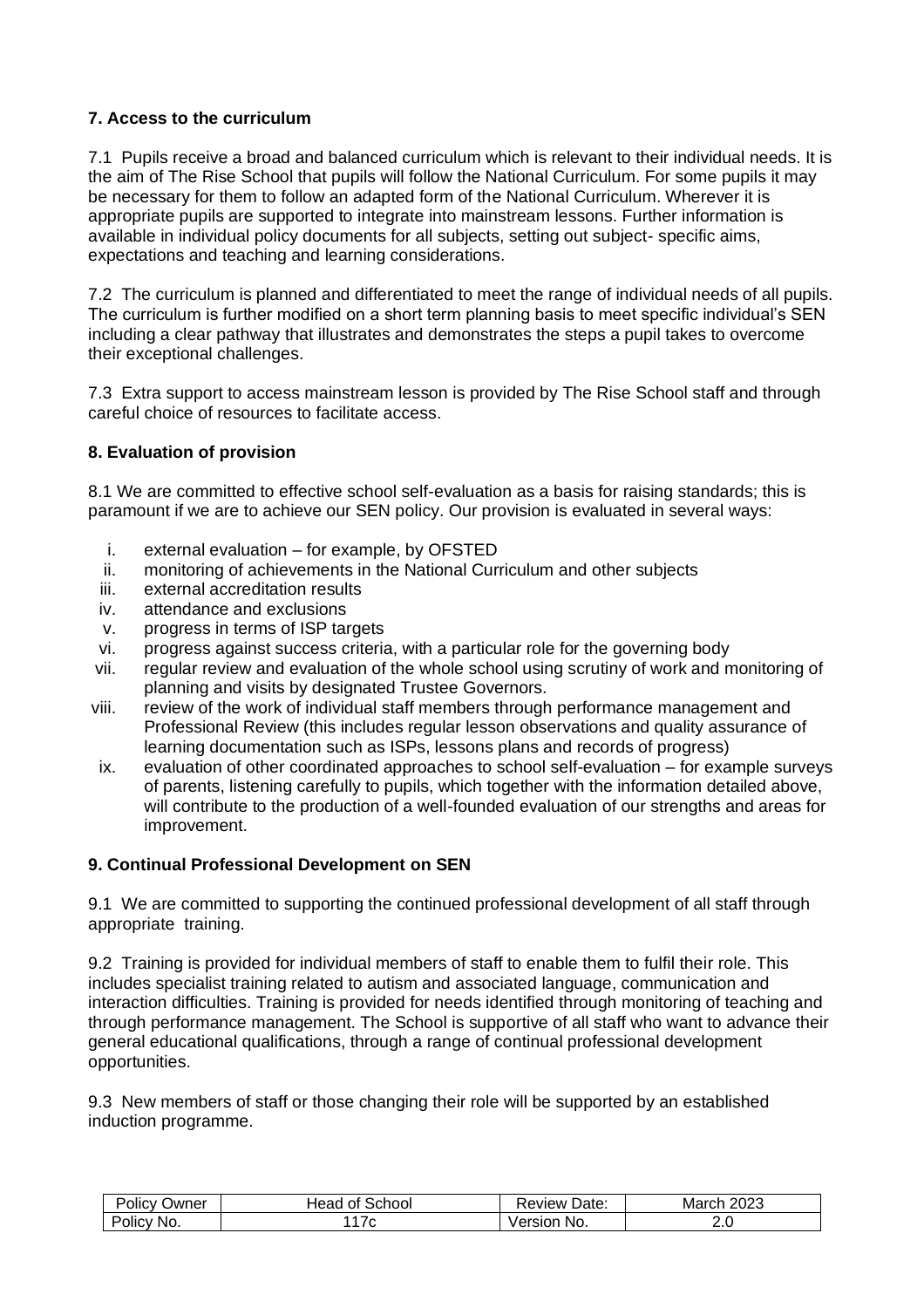### 7. Access to the curriculum

7.1 Pupils receive a broad and balanced curriculum which is relevant to their individual needs. It is the aim of The Rise School that pupils will follow the National Curriculum. For some pupils it may be necessary for them to follow an adapted form of the National Curriculum. Wherever it is appropriate pupils are supported to integrate into mainstream lessons. Further information is available in individual policy documents for all subjects, setting out subject- specific aims, expectations and teaching and learning considerations.

7.2 The curriculum is planned and differentiated to meet the range of individual needs of all pupils. The curriculum is further modified on a short term planning basis to meet specific individual's SEN including a clear pathway that illustrates and demonstrates the steps a pupil takes to overcome their exceptional challenges.

7.3 Extra support to access mainstream lesson is provided by The Rise School staff and through careful choice of resources to facilitate access.

### 8. Evaluation of provision

8.1 We are committed to effective school self-evaluation as a basis for raising standards; this is paramount if we are to achieve our SEN policy. Our provision is evaluated in several ways:

i. external evaluation – for example, by OFSTED
ii. monitoring of achievements in the National Curriculum and other subjects
iii. external accreditation results
iv. attendance and exclusions
v. progress in terms of ISP targets
vi. progress against success criteria, with a particular role for the governing body
vii. regular review and evaluation of the whole school using scrutiny of work and monitoring of planning and visits by designated Trustee Governors.
viii. review of the work of individual staff members through performance management and Professional Review (this includes regular lesson observations and quality assurance of learning documentation such as ISPs, lessons plans and records of progress)
ix. evaluation of other coordinated approaches to school self-evaluation – for example surveys of parents, listening carefully to pupils, which together with the information detailed above, will contribute to the production of a well-founded evaluation of our strengths and areas for improvement.

### 9. Continual Professional Development on SEN

9.1 We are committed to supporting the continued professional development of all staff through appropriate training.

9.2 Training is provided for individual members of staff to enable them to fulfil their role. This includes specialist training related to autism and associated language, communication and interaction difficulties. Training is provided for needs identified through monitoring of teaching and through performance management. The School is supportive of all staff who want to advance their general educational qualifications, through a range of continual professional development opportunities.

9.3 New members of staff or those changing their role will be supported by an established induction programme.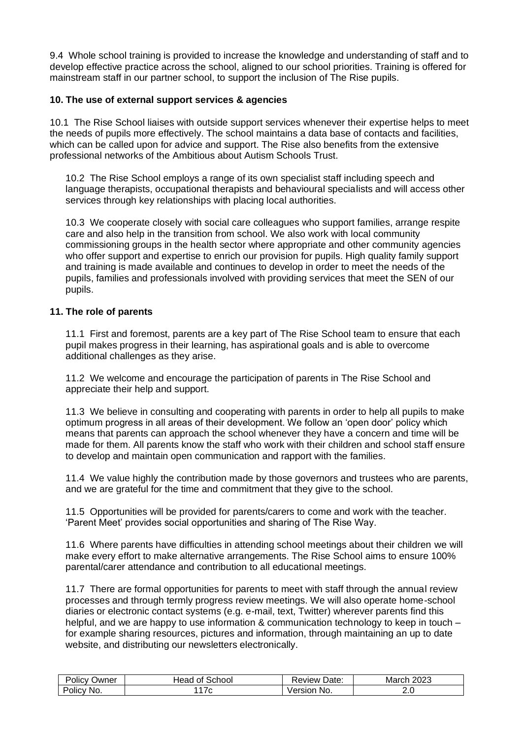9.4 Whole school training is provided to increase the knowledge and understanding of staff and to develop effective practice across the school, aligned to our school priorities. Training is offered for mainstream staff in our partner school, to support the inclusion of The Rise pupils.

**10. The use of external support services & agencies**

10.1 The Rise School liaises with outside support services whenever their expertise helps to meet the needs of pupils more effectively. The school maintains a data base of contacts and facilities, which can be called upon for advice and support. The Rise also benefits from the extensive professional networks of the Ambitious about Autism Schools Trust.

10.2 The Rise School employs a range of its own specialist staff including speech and language therapists, occupational therapists and behavioural specialists and will access other services through key relationships with placing local authorities.

10.3 We cooperate closely with social care colleagues who support families, arrange respite care and also help in the transition from school. We also work with local community commissioning groups in the health sector where appropriate and other community agencies who offer support and expertise to enrich our provision for pupils. High quality family support and training is made available and continues to develop in order to meet the needs of the pupils, families and professionals involved with providing services that meet the SEN of our pupils.

**11. The role of parents**

11.1 First and foremost, parents are a key part of The Rise School team to ensure that each pupil makes progress in their learning, has aspirational goals and is able to overcome additional challenges as they arise.

11.2 We welcome and encourage the participation of parents in The Rise School and appreciate their help and support.

11.3 We believe in consulting and cooperating with parents in order to help all pupils to make optimum progress in all areas of their development. We follow an 'open door' policy which means that parents can approach the school whenever they have a concern and time will be made for them. All parents know the staff who work with their children and school staff ensure to develop and maintain open communication and rapport with the families.

11.4 We value highly the contribution made by those governors and trustees who are parents, and we are grateful for the time and commitment that they give to the school.

11.5 Opportunities will be provided for parents/carers to come and work with the teacher. 'Parent Meet' provides social opportunities and sharing of The Rise Way.

11.6 Where parents have difficulties in attending school meetings about their children we will make every effort to make alternative arrangements. The Rise School aims to ensure 100% parental/carer attendance and contribution to all educational meetings.

11.7 There are formal opportunities for parents to meet with staff through the annual review processes and through termly progress review meetings. We will also operate home-school diaries or electronic contact systems (e.g. e-mail, text, Twitter) wherever parents find this helpful, and we are happy to use information & communication technology to keep in touch – for example sharing resources, pictures and information, through maintaining an up to date website, and distributing our newsletters electronically.

| Policy Owner | Head of School | Review Date: | March 2023 |
|---|---|---|---|
| Policy No. | 117c | Version No. | 2.0 |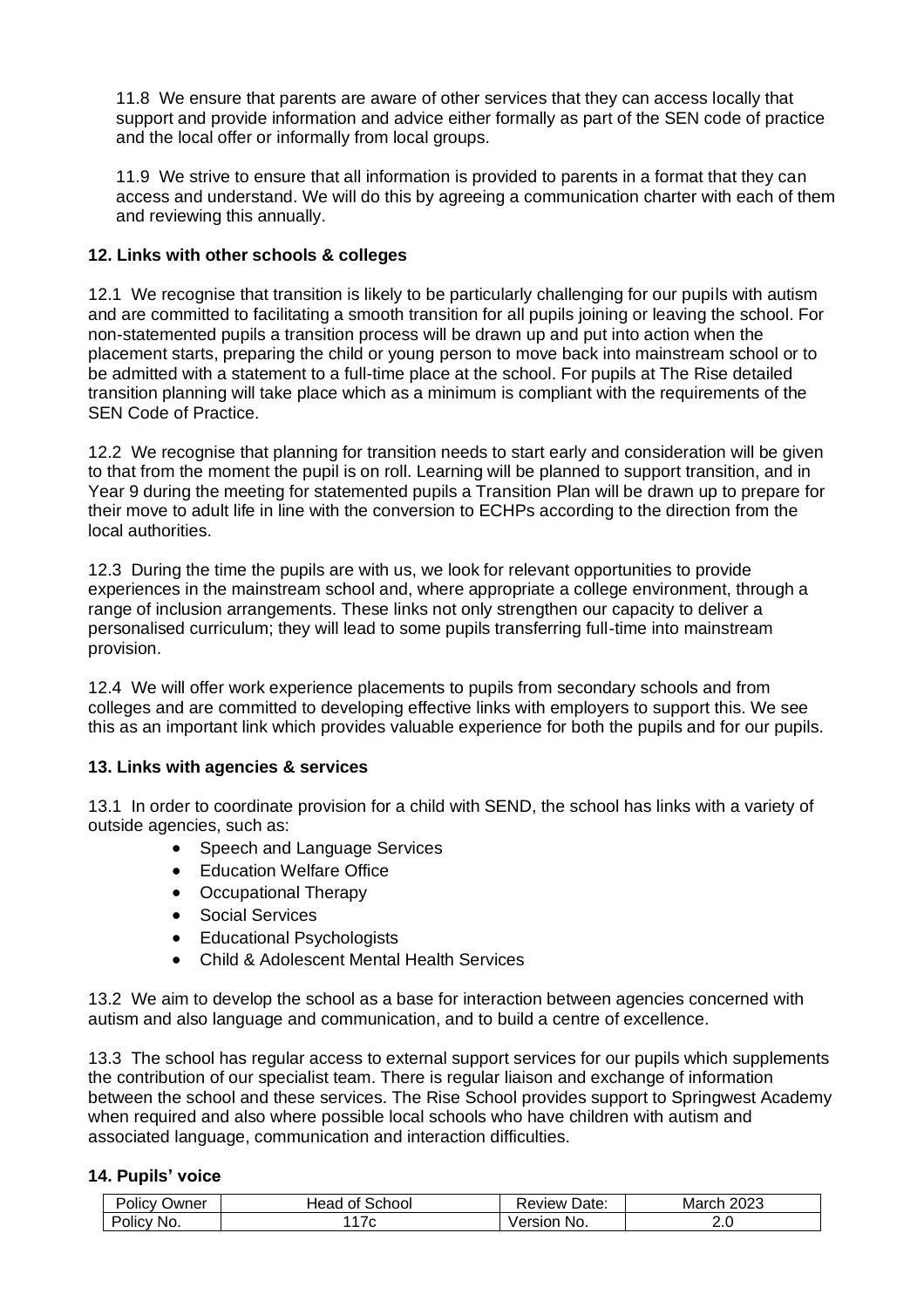11.8 We ensure that parents are aware of other services that they can access locally that support and provide information and advice either formally as part of the SEN code of practice and the local offer or informally from local groups.

11.9 We strive to ensure that all information is provided to parents in a format that they can access and understand. We will do this by agreeing a communication charter with each of them and reviewing this annually.

**12. Links with other schools & colleges**

12.1 We recognise that transition is likely to be particularly challenging for our pupils with autism and are committed to facilitating a smooth transition for all pupils joining or leaving the school. For non-statemented pupils a transition process will be drawn up and put into action when the placement starts, preparing the child or young person to move back into mainstream school or to be admitted with a statement to a full-time place at the school. For pupils at The Rise detailed transition planning will take place which as a minimum is compliant with the requirements of the SEN Code of Practice.

12.2 We recognise that planning for transition needs to start early and consideration will be given to that from the moment the pupil is on roll. Learning will be planned to support transition, and in Year 9 during the meeting for statemented pupils a Transition Plan will be drawn up to prepare for their move to adult life in line with the conversion to ECHPs according to the direction from the local authorities.

12.3 During the time the pupils are with us, we look for relevant opportunities to provide experiences in the mainstream school and, where appropriate a college environment, through a range of inclusion arrangements. These links not only strengthen our capacity to deliver a personalised curriculum; they will lead to some pupils transferring full-time into mainstream provision.

12.4 We will offer work experience placements to pupils from secondary schools and from colleges and are committed to developing effective links with employers to support this. We see this as an important link which provides valuable experience for both the pupils and for our pupils.

**13. Links with agencies & services**

13.1 In order to coordinate provision for a child with SEND, the school has links with a variety of outside agencies, such as:

- Speech and Language Services
- Education Welfare Office
- Occupational Therapy
- Social Services
- Educational Psychologists
- Child & Adolescent Mental Health Services

13.2 We aim to develop the school as a base for interaction between agencies concerned with autism and also language and communication, and to build a centre of excellence.

13.3 The school has regular access to external support services for our pupils which supplements the contribution of our specialist team. There is regular liaison and exchange of information between the school and these services. The Rise School provides support to Springwest Academy when required and also where possible local schools who have children with autism and associated language, communication and interaction difficulties.

**14. Pupils' voice**

| Policy Owner | Head of School | Review Date: | March 2023 |
|---|---|---|---|
| Policy No. | 117c | Version No. | 2.0 |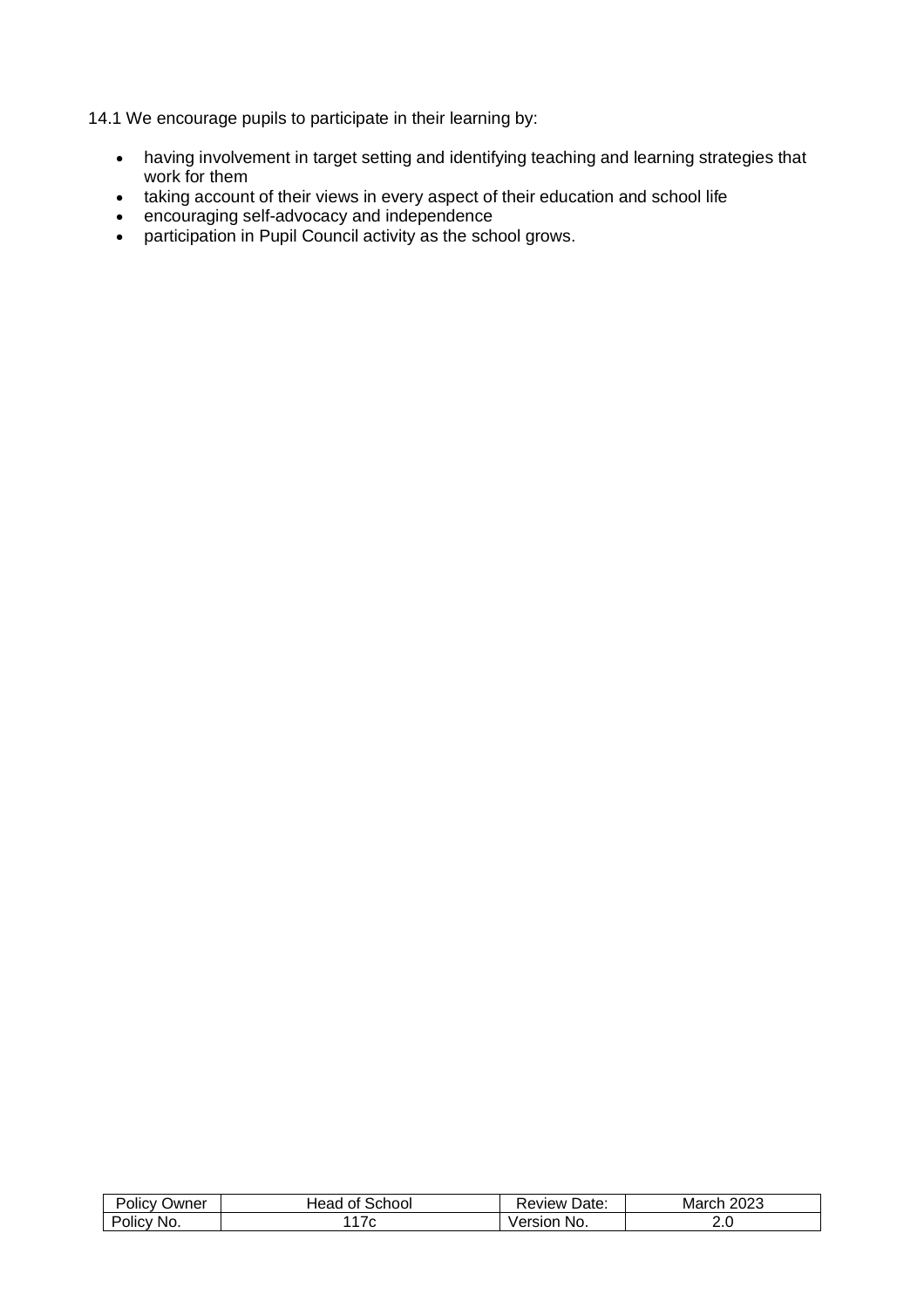14.1 We encourage pupils to participate in their learning by:

- having involvement in target setting and identifying teaching and learning strategies that work for them
- taking account of their views in every aspect of their education and school life
- encouraging self-advocacy and independence
- participation in Pupil Council activity as the school grows.